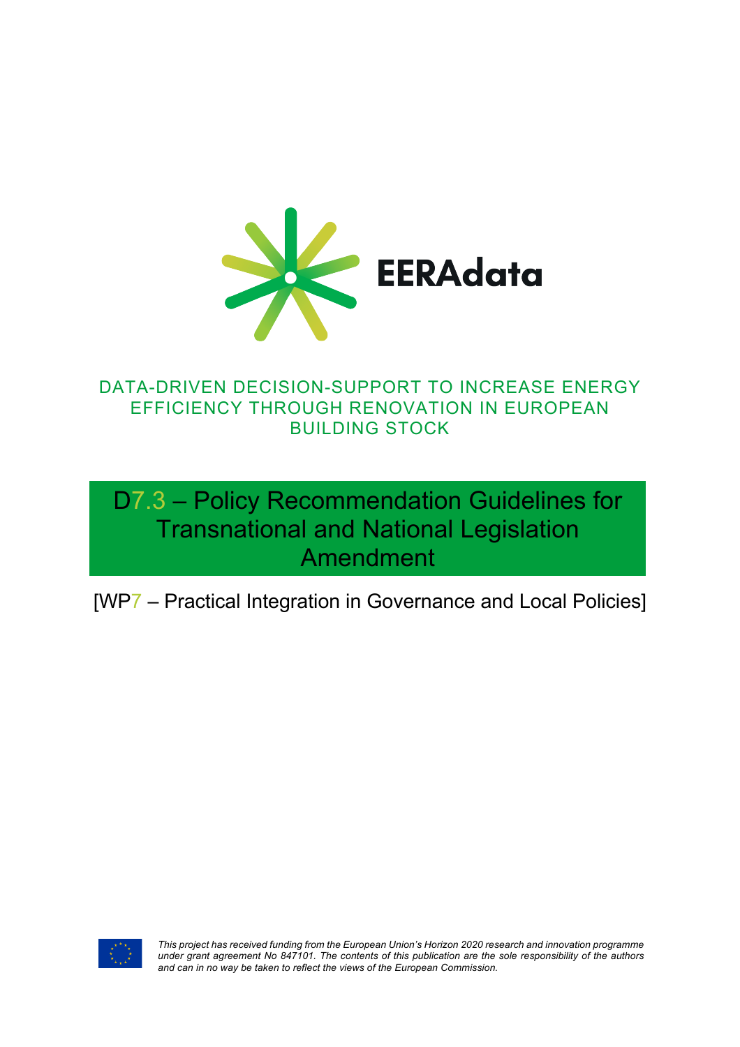EERAdata

DATA-DRIVEN DECISION-SUPPORT TO INCREASE ENERGY EFFICIENCY THROUGH RENOVATION IN EUROPEAN BUILDING STOCK

# D7.3 – Policy Recommendation Guidelines for Transnational and National Legislation Amendment

[WP7 – Practical Integration in Governance and Local Policies]

*This project has received funding from the European Union's Horizon 2020 research and innovation programme under grant agreement No 847101. The contents of this publication are the sole responsibility of the authors and can in no way be taken to reflect the views of the European Commission.*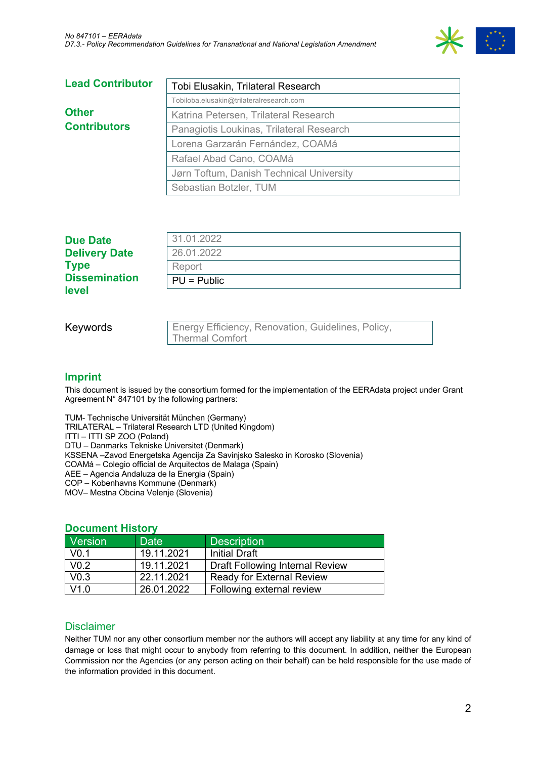| **Lead Contributor** | Tobi Elusakin, Trilateral Research |
|---|---|
| | Tobiloba.elusakin@trilateralresearch.com |
| **Other Contributors** | Katrina Petersen, Trilateral Research |
| | Panagiotis Loukinas, Trilateral Research |
| | Lorena Garzarán Fernández, COAMá |
| | Rafael Abad Cano, COAMá |
| | Jørn Toftum, Danish Technical University |
| | Sebastian Botzler, TUM |

| | |
|---|---|
| **Due Date** | 31.01.2022 |
| **Delivery Date** | 26.01.2022 |
| **Type** | Report |
| **Dissemination level** | PU = Public |

| | |
|---|---|
| Keywords | Energy Efficiency, Renovation, Guidelines, Policy, Thermal Comfort |

## Imprint

This document is issued by the consortium formed for the implementation of the EERAdata project under Grant Agreement N° 847101 by the following partners:

TUM- Technische Universität München (Germany)
TRILATERAL – Trilateral Research LTD (United Kingdom)
ITTI – ITTI SP ZOO (Poland)
DTU – Danmarks Tekniske Universitet (Denmark)
KSSENA –Zavod Energetska Agencija Za Savinjsko Salesko in Korosko (Slovenia)
COAMá – Colegio official de Arquitectos de Malaga (Spain)
AEE – Agencia Andaluza de la Energia (Spain)
COP – Kobenhavns Kommune (Denmark)
MOV– Mestna Obcina Velenje (Slovenia)

## Document History

| Version | Date | Description |
|---|---|---|
| V0.1 | 19.11.2021 | Initial Draft |
| V0.2 | 19.11.2021 | Draft Following Internal Review |
| V0.3 | 22.11.2021 | Ready for External Review |
| V1.0 | 26.01.2022 | Following external review |

## Disclaimer

Neither TUM nor any other consortium member nor the authors will accept any liability at any time for any kind of damage or loss that might occur to anybody from referring to this document. In addition, neither the European Commission nor the Agencies (or any person acting on their behalf) can be held responsible for the use made of the information provided in this document.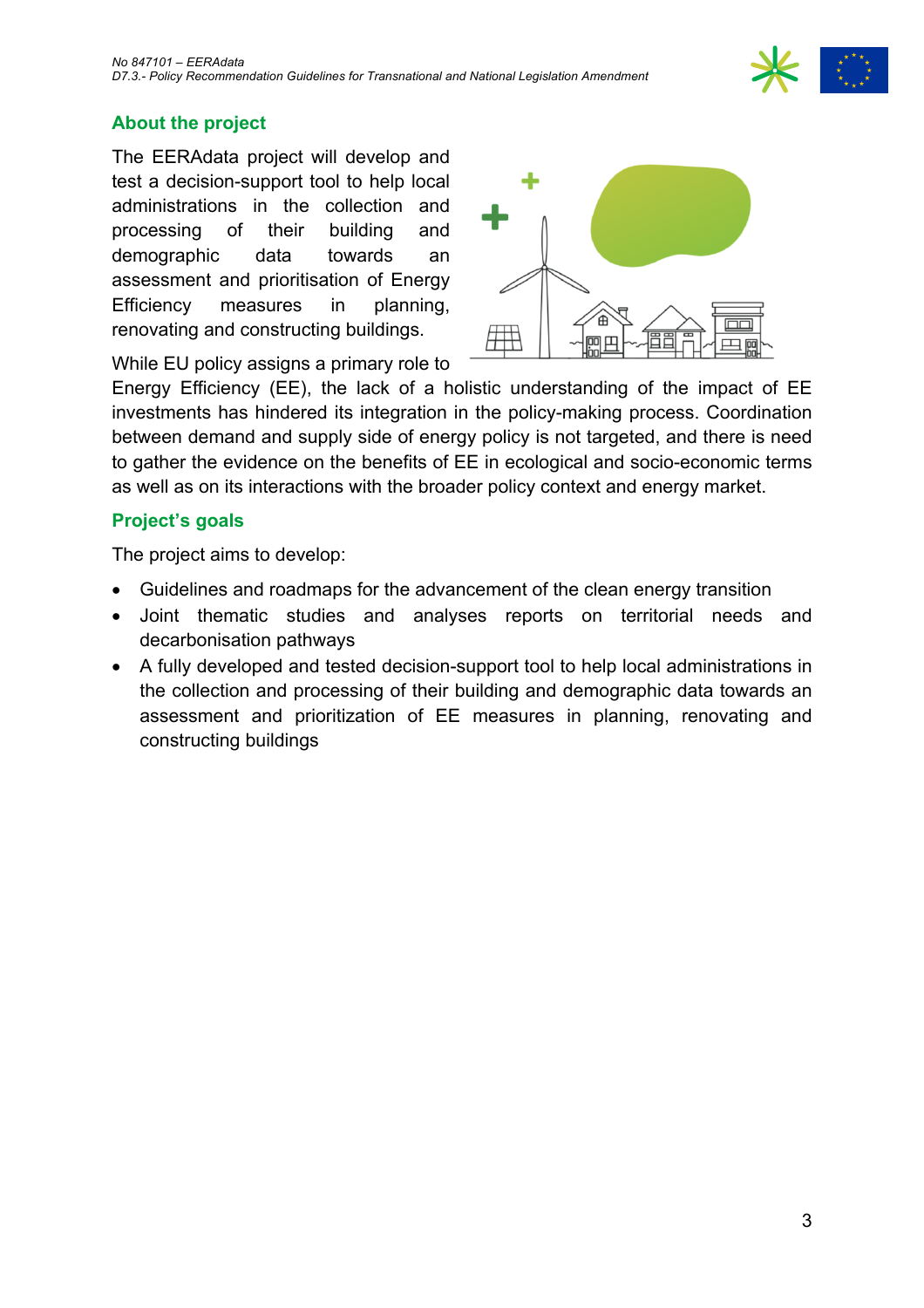## About the project

The EERAdata project will develop and test a decision-support tool to help local administrations in the collection and processing of their building and demographic data towards an assessment and prioritisation of Energy Efficiency measures in planning, renovating and constructing buildings.

While EU policy assigns a primary role to Energy Efficiency (EE), the lack of a holistic understanding of the impact of EE investments has hindered its integration in the policy-making process. Coordination between demand and supply side of energy policy is not targeted, and there is need to gather the evidence on the benefits of EE in ecological and socio-economic terms as well as on its interactions with the broader policy context and energy market.

## Project's goals

The project aims to develop:

- Guidelines and roadmaps for the advancement of the clean energy transition
- Joint thematic studies and analyses reports on territorial needs and decarbonisation pathways
- A fully developed and tested decision-support tool to help local administrations in the collection and processing of their building and demographic data towards an assessment and prioritization of EE measures in planning, renovating and constructing buildings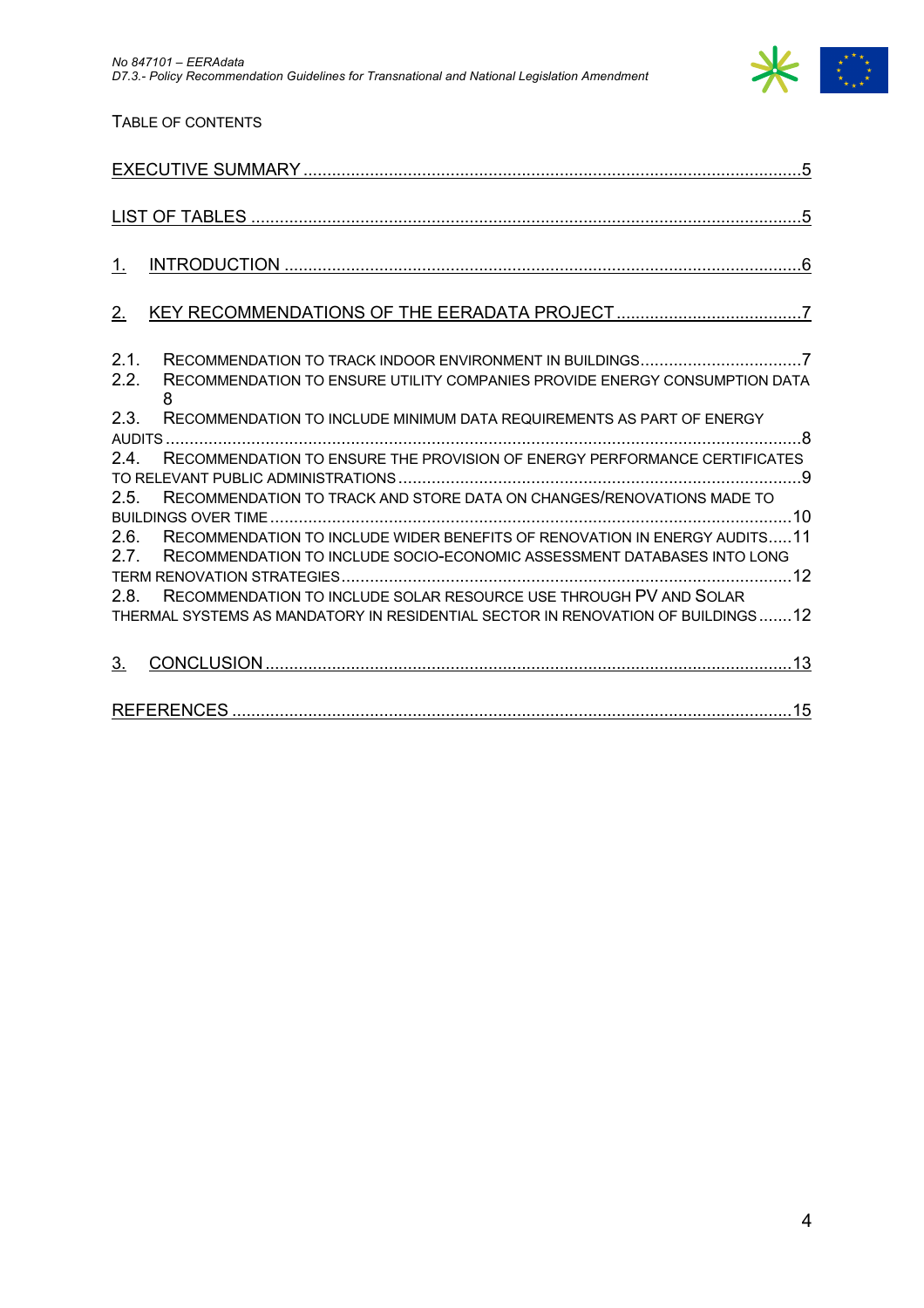Table of Contents

EXECUTIVE SUMMARY ........................................................................................................5

LIST OF TABLES .................................................................................................................5

1. INTRODUCTION ..............................................................................................................6

2. KEY RECOMMENDATIONS OF THE EERADATA PROJECT ........................................7

2.1. RECOMMENDATION TO TRACK INDOOR ENVIRONMENT IN BUILDINGS ..................................7

2.2. RECOMMENDATION TO ENSURE UTILITY COMPANIES PROVIDE ENERGY CONSUMPTION DATA 8

2.3. RECOMMENDATION TO INCLUDE MINIMUM DATA REQUIREMENTS AS PART OF ENERGY AUDITS ........................................................................................................................8

2.4. RECOMMENDATION TO ENSURE THE PROVISION OF ENERGY PERFORMANCE CERTIFICATES TO RELEVANT PUBLIC ADMINISTRATIONS .......................................................................9

2.5. RECOMMENDATION TO TRACK AND STORE DATA ON CHANGES/RENOVATIONS MADE TO BUILDINGS OVER TIME .................................................................................................10

2.6. RECOMMENDATION TO INCLUDE WIDER BENEFITS OF RENOVATION IN ENERGY AUDITS .....11

2.7. RECOMMENDATION TO INCLUDE SOCIO-ECONOMIC ASSESSMENT DATABASES INTO LONG TERM RENOVATION STRATEGIES ...................................................................................12

2.8. RECOMMENDATION TO INCLUDE SOLAR RESOURCE USE THROUGH PV AND SOLAR THERMAL SYSTEMS AS MANDATORY IN RESIDENTIAL SECTOR IN RENOVATION OF BUILDINGS .......12

3. CONCLUSION ................................................................................................................13

REFERENCES .....................................................................................................................15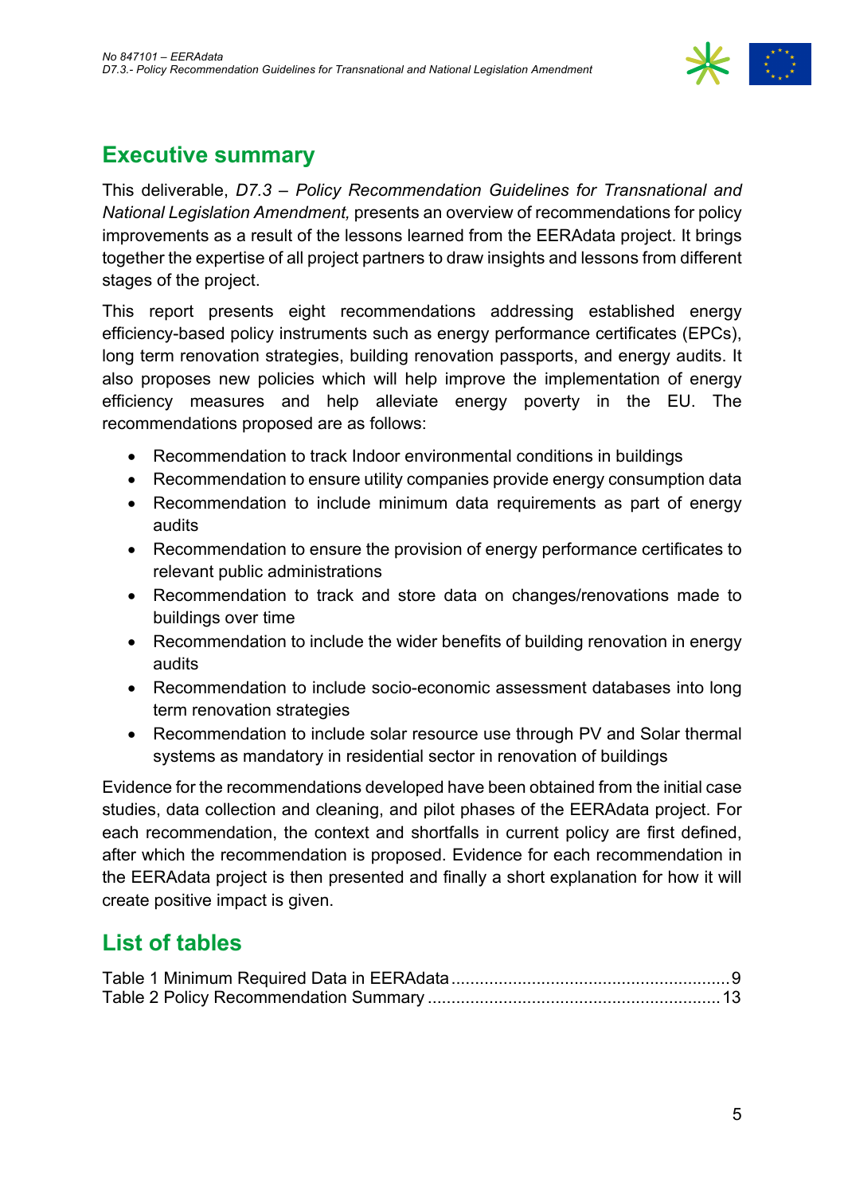## Executive summary

This deliverable, *D7.3 – Policy Recommendation Guidelines for Transnational and National Legislation Amendment,* presents an overview of recommendations for policy improvements as a result of the lessons learned from the EERAdata project. It brings together the expertise of all project partners to draw insights and lessons from different stages of the project.

This report presents eight recommendations addressing established energy efficiency-based policy instruments such as energy performance certificates (EPCs), long term renovation strategies, building renovation passports, and energy audits. It also proposes new policies which will help improve the implementation of energy efficiency measures and help alleviate energy poverty in the EU. The recommendations proposed are as follows:

- Recommendation to track Indoor environmental conditions in buildings
- Recommendation to ensure utility companies provide energy consumption data
- Recommendation to include minimum data requirements as part of energy audits
- Recommendation to ensure the provision of energy performance certificates to relevant public administrations
- Recommendation to track and store data on changes/renovations made to buildings over time
- Recommendation to include the wider benefits of building renovation in energy audits
- Recommendation to include socio-economic assessment databases into long term renovation strategies
- Recommendation to include solar resource use through PV and Solar thermal systems as mandatory in residential sector in renovation of buildings

Evidence for the recommendations developed have been obtained from the initial case studies, data collection and cleaning, and pilot phases of the EERAdata project. For each recommendation, the context and shortfalls in current policy are first defined, after which the recommendation is proposed. Evidence for each recommendation in the EERAdata project is then presented and finally a short explanation for how it will create positive impact is given.

## List of tables

Table 1 Minimum Required Data in EERAdata .......... 9
Table 2 Policy Recommendation Summary .......... 13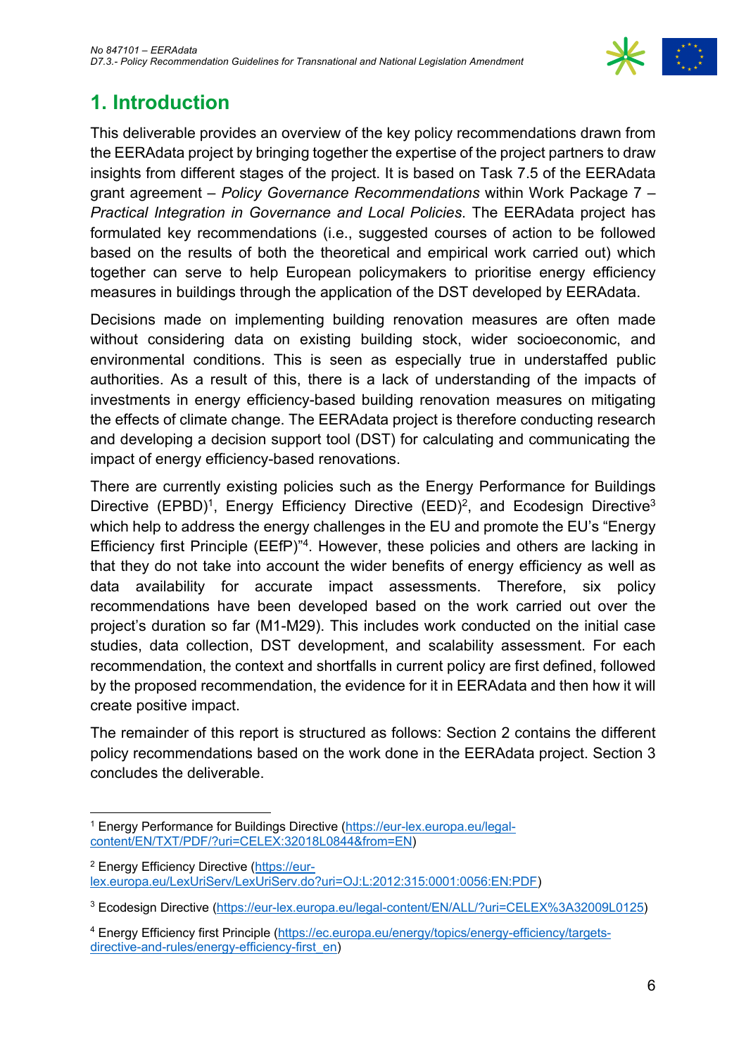# 1. Introduction

This deliverable provides an overview of the key policy recommendations drawn from the EERAdata project by bringing together the expertise of the project partners to draw insights from different stages of the project. It is based on Task 7.5 of the EERAdata grant agreement – *Policy Governance Recommendations* within Work Package 7 – *Practical Integration in Governance and Local Policies*. The EERAdata project has formulated key recommendations (i.e., suggested courses of action to be followed based on the results of both the theoretical and empirical work carried out) which together can serve to help European policymakers to prioritise energy efficiency measures in buildings through the application of the DST developed by EERAdata.

Decisions made on implementing building renovation measures are often made without considering data on existing building stock, wider socioeconomic, and environmental conditions. This is seen as especially true in understaffed public authorities. As a result of this, there is a lack of understanding of the impacts of investments in energy efficiency-based building renovation measures on mitigating the effects of climate change. The EERAdata project is therefore conducting research and developing a decision support tool (DST) for calculating and communicating the impact of energy efficiency-based renovations.

There are currently existing policies such as the Energy Performance for Buildings Directive (EPBD)[1], Energy Efficiency Directive (EED)[2], and Ecodesign Directive[3] which help to address the energy challenges in the EU and promote the EU's "Energy Efficiency first Principle (EEfP)"[4]. However, these policies and others are lacking in that they do not take into account the wider benefits of energy efficiency as well as data availability for accurate impact assessments. Therefore, six policy recommendations have been developed based on the work carried out over the project's duration so far (M1-M29). This includes work conducted on the initial case studies, data collection, DST development, and scalability assessment. For each recommendation, the context and shortfalls in current policy are first defined, followed by the proposed recommendation, the evidence for it in EERAdata and then how it will create positive impact.

The remainder of this report is structured as follows: Section 2 contains the different policy recommendations based on the work done in the EERAdata project. Section 3 concludes the deliverable.

---

[1] Energy Performance for Buildings Directive (https://eur-lex.europa.eu/legal-content/EN/TXT/PDF/?uri=CELEX:32018L0844&from=EN)

[2] Energy Efficiency Directive (https://eur-lex.europa.eu/LexUriServ/LexUriServ.do?uri=OJ:L:2012:315:0001:0056:EN:PDF)

[3] Ecodesign Directive (https://eur-lex.europa.eu/legal-content/EN/ALL/?uri=CELEX%3A32009L0125)

[4] Energy Efficiency first Principle (https://ec.europa.eu/energy/topics/energy-efficiency/targets-directive-and-rules/energy-efficiency-first_en)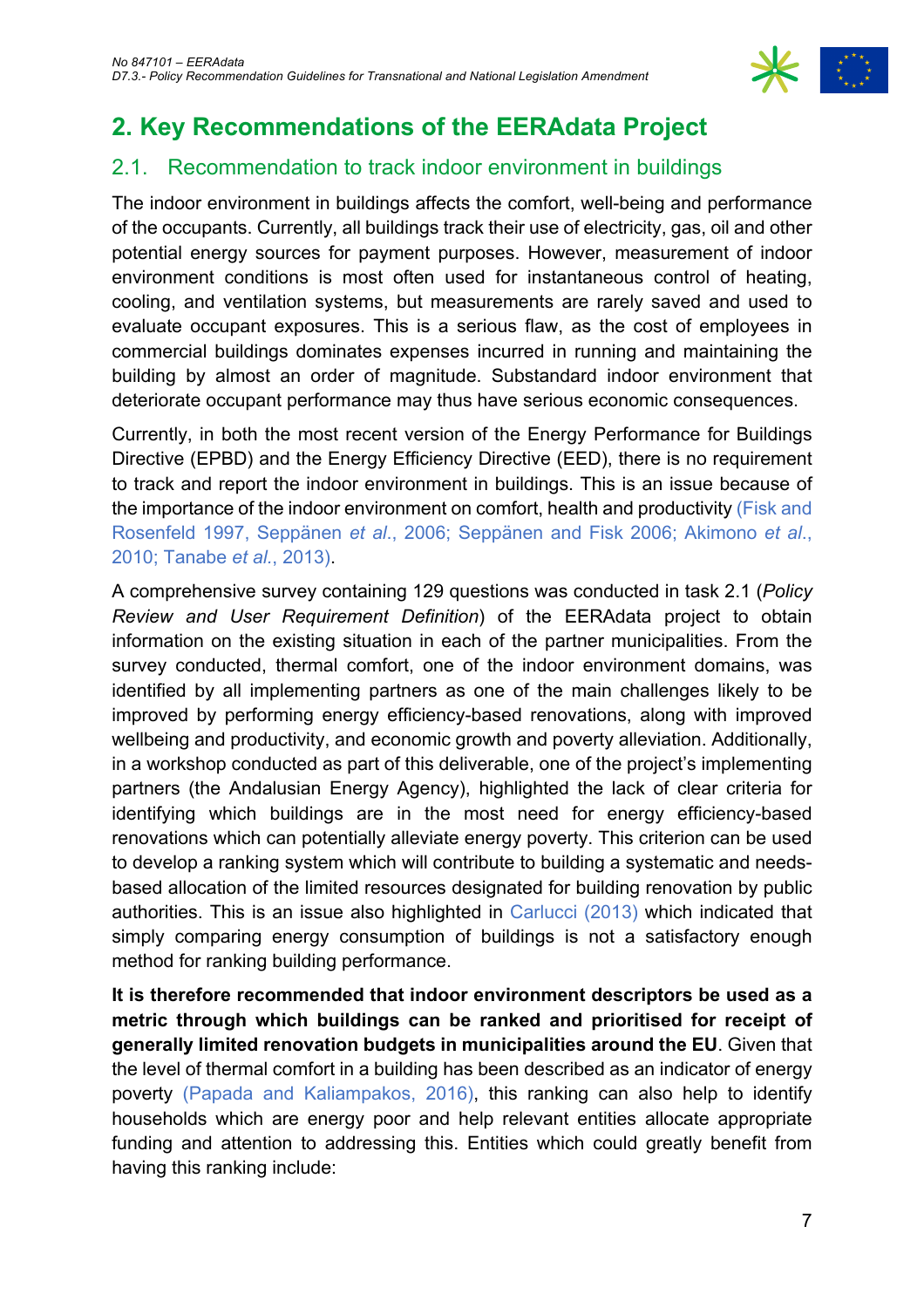# 2. Key Recommendations of the EERAdata Project

## 2.1. Recommendation to track indoor environment in buildings

The indoor environment in buildings affects the comfort, well-being and performance of the occupants. Currently, all buildings track their use of electricity, gas, oil and other potential energy sources for payment purposes. However, measurement of indoor environment conditions is most often used for instantaneous control of heating, cooling, and ventilation systems, but measurements are rarely saved and used to evaluate occupant exposures. This is a serious flaw, as the cost of employees in commercial buildings dominates expenses incurred in running and maintaining the building by almost an order of magnitude. Substandard indoor environment that deteriorate occupant performance may thus have serious economic consequences.

Currently, in both the most recent version of the Energy Performance for Buildings Directive (EPBD) and the Energy Efficiency Directive (EED), there is no requirement to track and report the indoor environment in buildings. This is an issue because of the importance of the indoor environment on comfort, health and productivity (Fisk and Rosenfeld 1997, Seppänen *et al*., 2006; Seppänen and Fisk 2006; Akimono *et al*., 2010; Tanabe *et al*., 2013).

A comprehensive survey containing 129 questions was conducted in task 2.1 (*Policy Review and User Requirement Definition*) of the EERAdata project to obtain information on the existing situation in each of the partner municipalities. From the survey conducted, thermal comfort, one of the indoor environment domains, was identified by all implementing partners as one of the main challenges likely to be improved by performing energy efficiency-based renovations, along with improved wellbeing and productivity, and economic growth and poverty alleviation. Additionally, in a workshop conducted as part of this deliverable, one of the project's implementing partners (the Andalusian Energy Agency), highlighted the lack of clear criteria for identifying which buildings are in the most need for energy efficiency-based renovations which can potentially alleviate energy poverty. This criterion can be used to develop a ranking system which will contribute to building a systematic and needs-based allocation of the limited resources designated for building renovation by public authorities. This is an issue also highlighted in Carlucci (2013) which indicated that simply comparing energy consumption of buildings is not a satisfactory enough method for ranking building performance.

**It is therefore recommended that indoor environment descriptors be used as a metric through which buildings can be ranked and prioritised for receipt of generally limited renovation budgets in municipalities around the EU**. Given that the level of thermal comfort in a building has been described as an indicator of energy poverty (Papada and Kaliampakos, 2016), this ranking can also help to identify households which are energy poor and help relevant entities allocate appropriate funding and attention to addressing this. Entities which could greatly benefit from having this ranking include: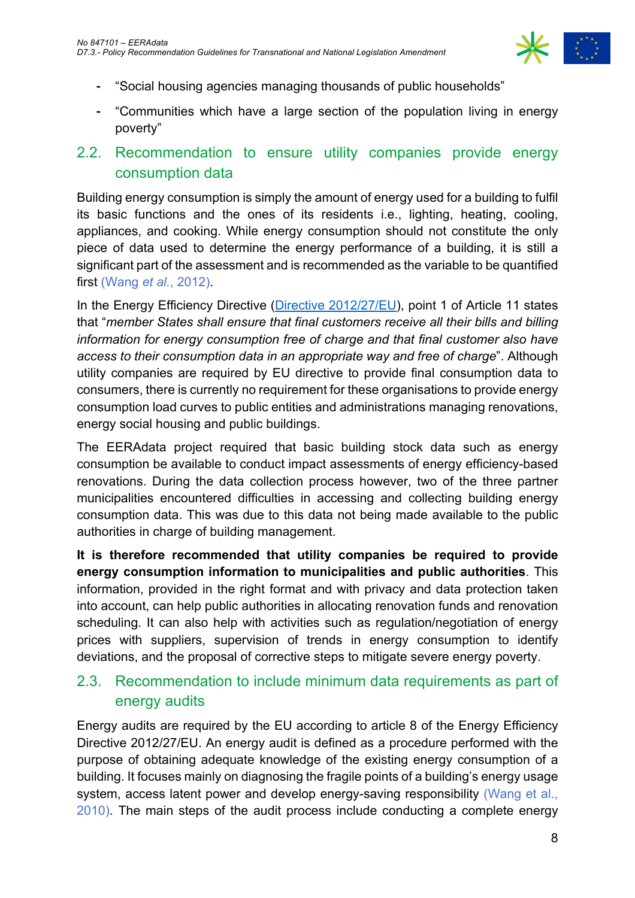- "Social housing agencies managing thousands of public households"
- "Communities which have a large section of the population living in energy poverty"

## 2.2. Recommendation to ensure utility companies provide energy consumption data

Building energy consumption is simply the amount of energy used for a building to fulfil its basic functions and the ones of its residents i.e., lighting, heating, cooling, appliances, and cooking. While energy consumption should not constitute the only piece of data used to determine the energy performance of a building, it is still a significant part of the assessment and is recommended as the variable to be quantified first (Wang *et al.*, 2012).

In the Energy Efficiency Directive (Directive 2012/27/EU), point 1 of Article 11 states that "*member States shall ensure that final customers receive all their bills and billing information for energy consumption free of charge and that final customer also have access to their consumption data in an appropriate way and free of charge*". Although utility companies are required by EU directive to provide final consumption data to consumers, there is currently no requirement for these organisations to provide energy consumption load curves to public entities and administrations managing renovations, energy social housing and public buildings.

The EERAdata project required that basic building stock data such as energy consumption be available to conduct impact assessments of energy efficiency-based renovations. During the data collection process however, two of the three partner municipalities encountered difficulties in accessing and collecting building energy consumption data. This was due to this data not being made available to the public authorities in charge of building management.

**It is therefore recommended that utility companies be required to provide energy consumption information to municipalities and public authorities**. This information, provided in the right format and with privacy and data protection taken into account, can help public authorities in allocating renovation funds and renovation scheduling. It can also help with activities such as regulation/negotiation of energy prices with suppliers, supervision of trends in energy consumption to identify deviations, and the proposal of corrective steps to mitigate severe energy poverty.

## 2.3. Recommendation to include minimum data requirements as part of energy audits

Energy audits are required by the EU according to article 8 of the Energy Efficiency Directive 2012/27/EU. An energy audit is defined as a procedure performed with the purpose of obtaining adequate knowledge of the existing energy consumption of a building. It focuses mainly on diagnosing the fragile points of a building's energy usage system, access latent power and develop energy-saving responsibility (Wang et al., 2010). The main steps of the audit process include conducting a complete energy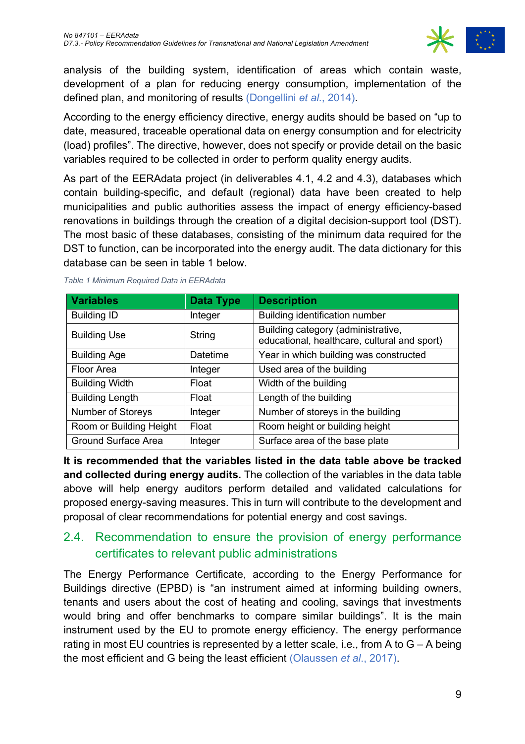analysis of the building system, identification of areas which contain waste, development of a plan for reducing energy consumption, implementation of the defined plan, and monitoring of results (Dongellini *et al.*, 2014).

According to the energy efficiency directive, energy audits should be based on "up to date, measured, traceable operational data on energy consumption and for electricity (load) profiles". The directive, however, does not specify or provide detail on the basic variables required to be collected in order to perform quality energy audits.

As part of the EERAdata project (in deliverables 4.1, 4.2 and 4.3), databases which contain building-specific, and default (regional) data have been created to help municipalities and public authorities assess the impact of energy efficiency-based renovations in buildings through the creation of a digital decision-support tool (DST). The most basic of these databases, consisting of the minimum data required for the DST to function, can be incorporated into the energy audit. The data dictionary for this database can be seen in table 1 below.

*Table 1 Minimum Required Data in EERAdata*

| Variables | Data Type | Description |
|---|---|---|
| Building ID | Integer | Building identification number |
| Building Use | String | Building category (administrative, educational, healthcare, cultural and sport) |
| Building Age | Datetime | Year in which building was constructed |
| Floor Area | Integer | Used area of the building |
| Building Width | Float | Width of the building |
| Building Length | Float | Length of the building |
| Number of Storeys | Integer | Number of storeys in the building |
| Room or Building Height | Float | Room height or building height |
| Ground Surface Area | Integer | Surface area of the base plate |

**It is recommended that the variables listed in the data table above be tracked and collected during energy audits.** The collection of the variables in the data table above will help energy auditors perform detailed and validated calculations for proposed energy-saving measures. This in turn will contribute to the development and proposal of clear recommendations for potential energy and cost savings.

## 2.4. Recommendation to ensure the provision of energy performance certificates to relevant public administrations

The Energy Performance Certificate, according to the Energy Performance for Buildings directive (EPBD) is "an instrument aimed at informing building owners, tenants and users about the cost of heating and cooling, savings that investments would bring and offer benchmarks to compare similar buildings". It is the main instrument used by the EU to promote energy efficiency. The energy performance rating in most EU countries is represented by a letter scale, i.e., from A to G – A being the most efficient and G being the least efficient (Olaussen *et al.*, 2017).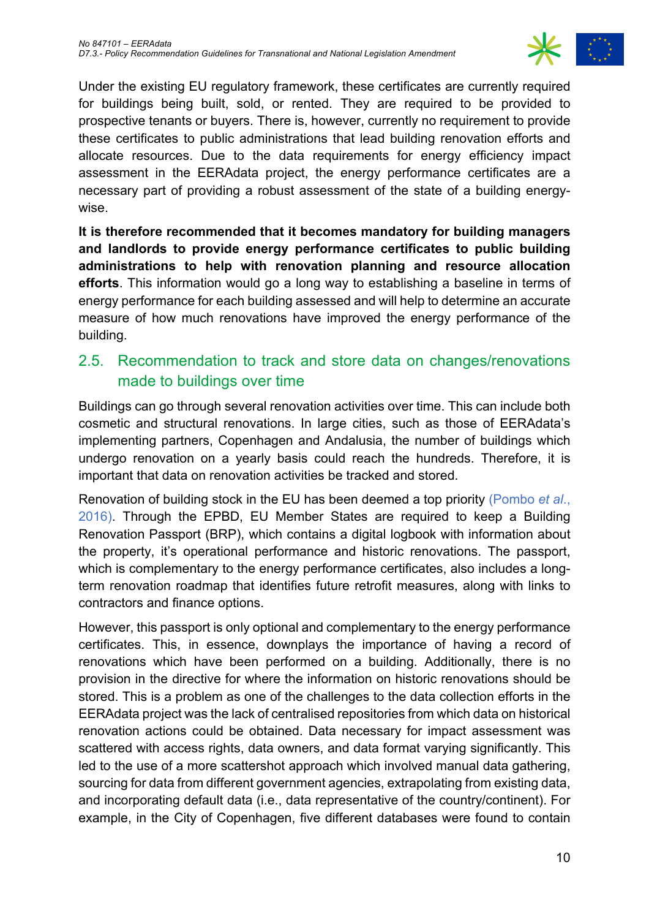Under the existing EU regulatory framework, these certificates are currently required for buildings being built, sold, or rented. They are required to be provided to prospective tenants or buyers. There is, however, currently no requirement to provide these certificates to public administrations that lead building renovation efforts and allocate resources. Due to the data requirements for energy efficiency impact assessment in the EERAdata project, the energy performance certificates are a necessary part of providing a robust assessment of the state of a building energy-wise.

**It is therefore recommended that it becomes mandatory for building managers and landlords to provide energy performance certificates to public building administrations to help with renovation planning and resource allocation efforts**. This information would go a long way to establishing a baseline in terms of energy performance for each building assessed and will help to determine an accurate measure of how much renovations have improved the energy performance of the building.

## 2.5. Recommendation to track and store data on changes/renovations made to buildings over time

Buildings can go through several renovation activities over time. This can include both cosmetic and structural renovations. In large cities, such as those of EERAdata's implementing partners, Copenhagen and Andalusia, the number of buildings which undergo renovation on a yearly basis could reach the hundreds. Therefore, it is important that data on renovation activities be tracked and stored.

Renovation of building stock in the EU has been deemed a top priority (Pombo *et al*., 2016). Through the EPBD, EU Member States are required to keep a Building Renovation Passport (BRP), which contains a digital logbook with information about the property, it's operational performance and historic renovations. The passport, which is complementary to the energy performance certificates, also includes a long-term renovation roadmap that identifies future retrofit measures, along with links to contractors and finance options.

However, this passport is only optional and complementary to the energy performance certificates. This, in essence, downplays the importance of having a record of renovations which have been performed on a building. Additionally, there is no provision in the directive for where the information on historic renovations should be stored. This is a problem as one of the challenges to the data collection efforts in the EERAdata project was the lack of centralised repositories from which data on historical renovation actions could be obtained. Data necessary for impact assessment was scattered with access rights, data owners, and data format varying significantly. This led to the use of a more scattershot approach which involved manual data gathering, sourcing for data from different government agencies, extrapolating from existing data, and incorporating default data (i.e., data representative of the country/continent). For example, in the City of Copenhagen, five different databases were found to contain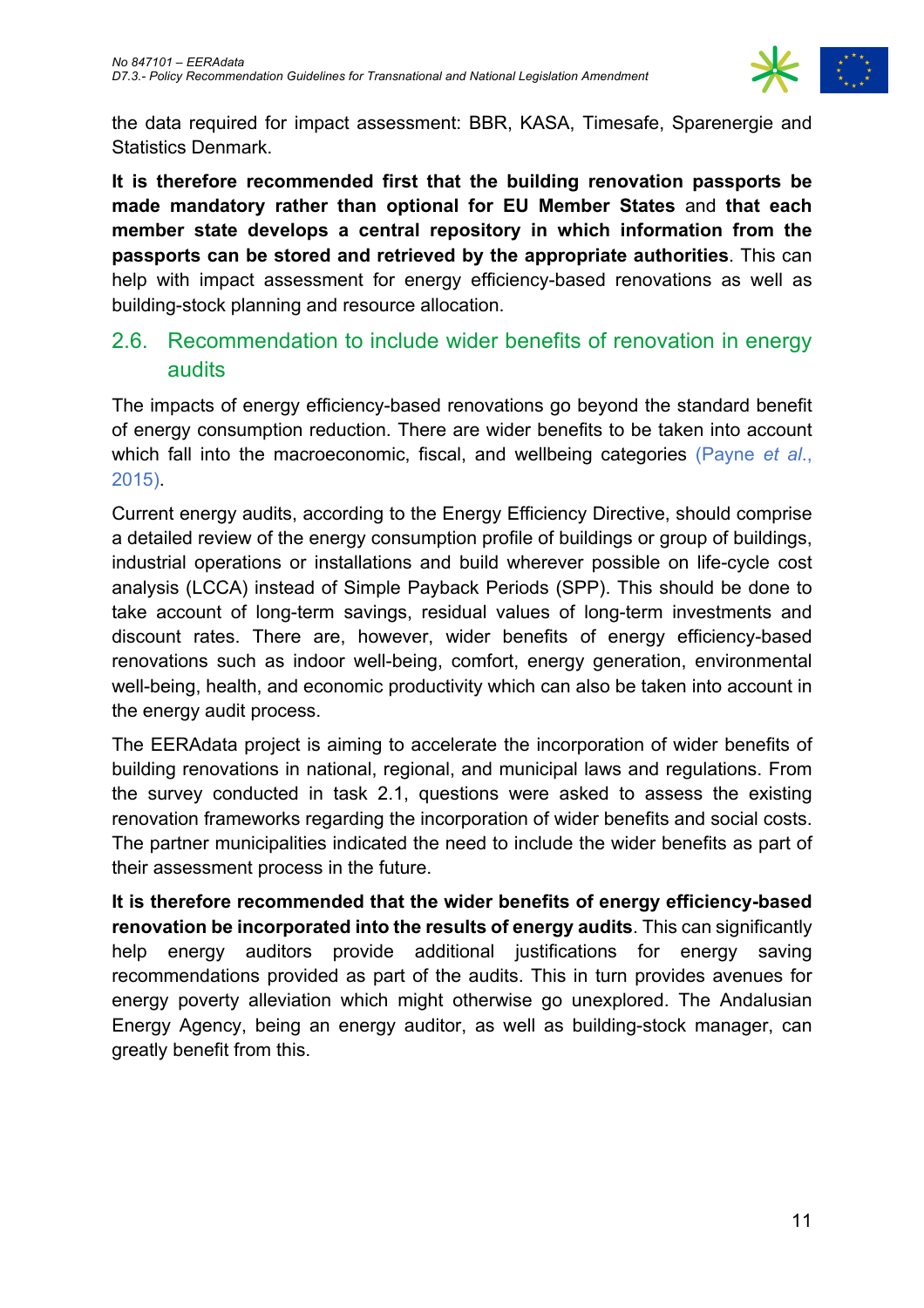the data required for impact assessment: BBR, KASA, Timesafe, Sparenergie and Statistics Denmark.

**It is therefore recommended first that the building renovation passports be made mandatory rather than optional for EU Member States** and **that each member state develops a central repository in which information from the passports can be stored and retrieved by the appropriate authorities**. This can help with impact assessment for energy efficiency-based renovations as well as building-stock planning and resource allocation.

## 2.6. Recommendation to include wider benefits of renovation in energy audits

The impacts of energy efficiency-based renovations go beyond the standard benefit of energy consumption reduction. There are wider benefits to be taken into account which fall into the macroeconomic, fiscal, and wellbeing categories (Payne *et al*., 2015).

Current energy audits, according to the Energy Efficiency Directive, should comprise a detailed review of the energy consumption profile of buildings or group of buildings, industrial operations or installations and build wherever possible on life-cycle cost analysis (LCCA) instead of Simple Payback Periods (SPP). This should be done to take account of long-term savings, residual values of long-term investments and discount rates. There are, however, wider benefits of energy efficiency-based renovations such as indoor well-being, comfort, energy generation, environmental well-being, health, and economic productivity which can also be taken into account in the energy audit process.

The EERAdata project is aiming to accelerate the incorporation of wider benefits of building renovations in national, regional, and municipal laws and regulations. From the survey conducted in task 2.1, questions were asked to assess the existing renovation frameworks regarding the incorporation of wider benefits and social costs. The partner municipalities indicated the need to include the wider benefits as part of their assessment process in the future.

**It is therefore recommended that the wider benefits of energy efficiency-based renovation be incorporated into the results of energy audits**. This can significantly help energy auditors provide additional justifications for energy saving recommendations provided as part of the audits. This in turn provides avenues for energy poverty alleviation which might otherwise go unexplored. The Andalusian Energy Agency, being an energy auditor, as well as building-stock manager, can greatly benefit from this.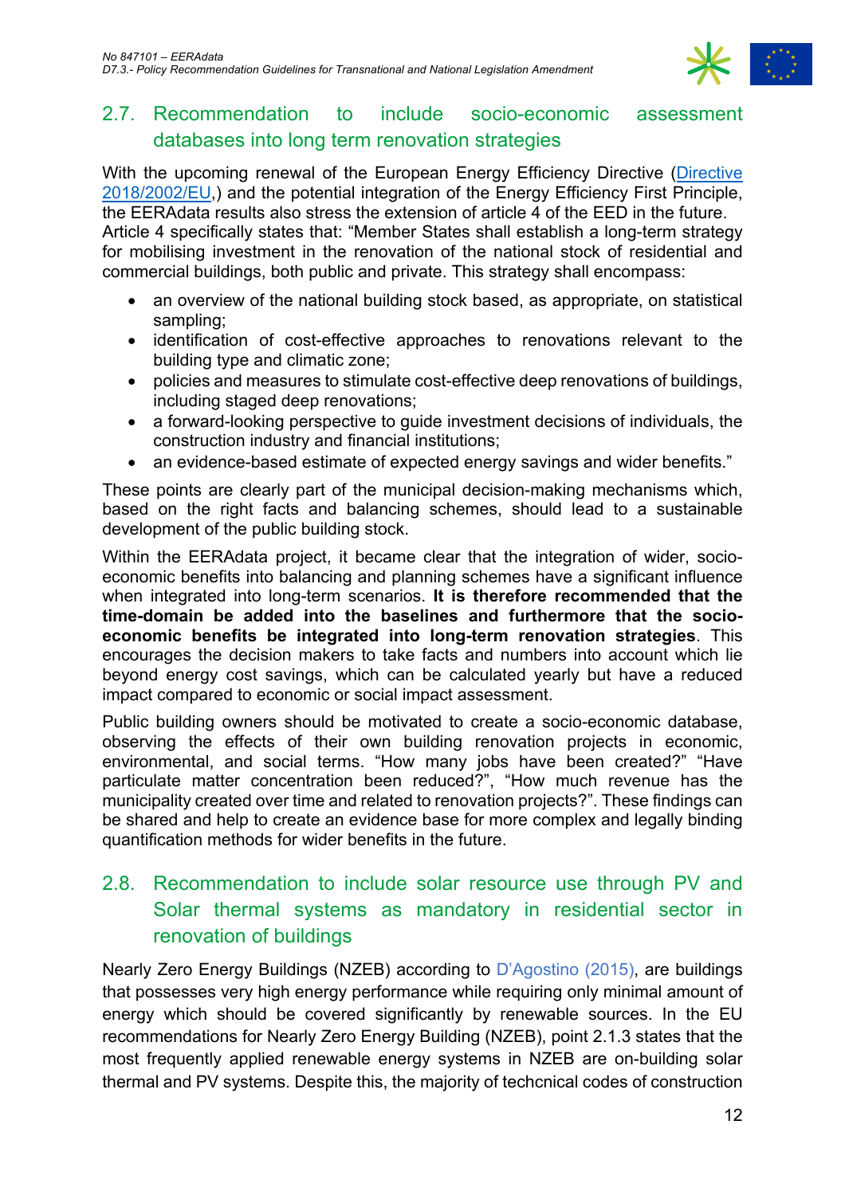## 2.7. Recommendation to include socio-economic assessment databases into long term renovation strategies

With the upcoming renewal of the European Energy Efficiency Directive (Directive 2018/2002/EU,) and the potential integration of the Energy Efficiency First Principle, the EERAdata results also stress the extension of article 4 of the EED in the future. Article 4 specifically states that: "Member States shall establish a long-term strategy for mobilising investment in the renovation of the national stock of residential and commercial buildings, both public and private. This strategy shall encompass:

- an overview of the national building stock based, as appropriate, on statistical sampling;
- identification of cost-effective approaches to renovations relevant to the building type and climatic zone;
- policies and measures to stimulate cost-effective deep renovations of buildings, including staged deep renovations;
- a forward-looking perspective to guide investment decisions of individuals, the construction industry and financial institutions;
- an evidence-based estimate of expected energy savings and wider benefits."

These points are clearly part of the municipal decision-making mechanisms which, based on the right facts and balancing schemes, should lead to a sustainable development of the public building stock.

Within the EERAdata project, it became clear that the integration of wider, socio-economic benefits into balancing and planning schemes have a significant influence when integrated into long-term scenarios. **It is therefore recommended that the time-domain be added into the baselines and furthermore that the socio-economic benefits be integrated into long-term renovation strategies**. This encourages the decision makers to take facts and numbers into account which lie beyond energy cost savings, which can be calculated yearly but have a reduced impact compared to economic or social impact assessment.

Public building owners should be motivated to create a socio-economic database, observing the effects of their own building renovation projects in economic, environmental, and social terms. "How many jobs have been created?" "Have particulate matter concentration been reduced?", "How much revenue has the municipality created over time and related to renovation projects?". These findings can be shared and help to create an evidence base for more complex and legally binding quantification methods for wider benefits in the future.

## 2.8. Recommendation to include solar resource use through PV and Solar thermal systems as mandatory in residential sector in renovation of buildings

Nearly Zero Energy Buildings (NZEB) according to D'Agostino (2015), are buildings that possesses very high energy performance while requiring only minimal amount of energy which should be covered significantly by renewable sources. In the EU recommendations for Nearly Zero Energy Building (NZEB), point 2.1.3 states that the most frequently applied renewable energy systems in NZEB are on-building solar thermal and PV systems. Despite this, the majority of techcnical codes of construction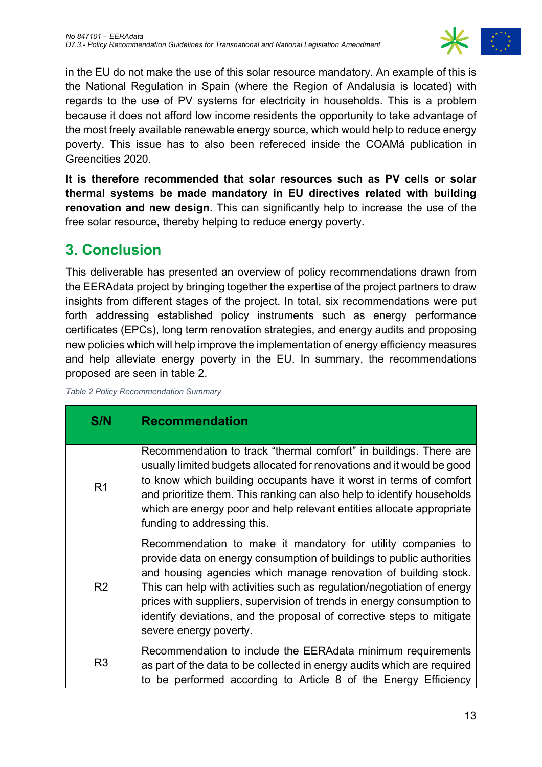in the EU do not make the use of this solar resource mandatory. An example of this is the National Regulation in Spain (where the Region of Andalusia is located) with regards to the use of PV systems for electricity in households. This is a problem because it does not afford low income residents the opportunity to take advantage of the most freely available renewable energy source, which would help to reduce energy poverty. This issue has to also been refereced inside the COAMá publication in Greencities 2020.

**It is therefore recommended that solar resources such as PV cells or solar thermal systems be made mandatory in EU directives related with building renovation and new design**. This can significantly help to increase the use of the free solar resource, thereby helping to reduce energy poverty.

## 3. Conclusion

This deliverable has presented an overview of policy recommendations drawn from the EERAdata project by bringing together the expertise of the project partners to draw insights from different stages of the project. In total, six recommendations were put forth addressing established policy instruments such as energy performance certificates (EPCs), long term renovation strategies, and energy audits and proposing new policies which will help improve the implementation of energy efficiency measures and help alleviate energy poverty in the EU. In summary, the recommendations proposed are seen in table 2.

*Table 2 Policy Recommendation Summary*

| S/N | Recommendation |
|---|---|
| R1 | Recommendation to track “thermal comfort” in buildings. There are usually limited budgets allocated for renovations and it would be good to know which building occupants have it worst in terms of comfort and prioritize them. This ranking can also help to identify households which are energy poor and help relevant entities allocate appropriate funding to addressing this. |
| R2 | Recommendation to make it mandatory for utility companies to provide data on energy consumption of buildings to public authorities and housing agencies which manage renovation of building stock. This can help with activities such as regulation/negotiation of energy prices with suppliers, supervision of trends in energy consumption to identify deviations, and the proposal of corrective steps to mitigate severe energy poverty. |
| R3 | Recommendation to include the EERAdata minimum requirements as part of the data to be collected in energy audits which are required to be performed according to Article 8 of the Energy Efficiency |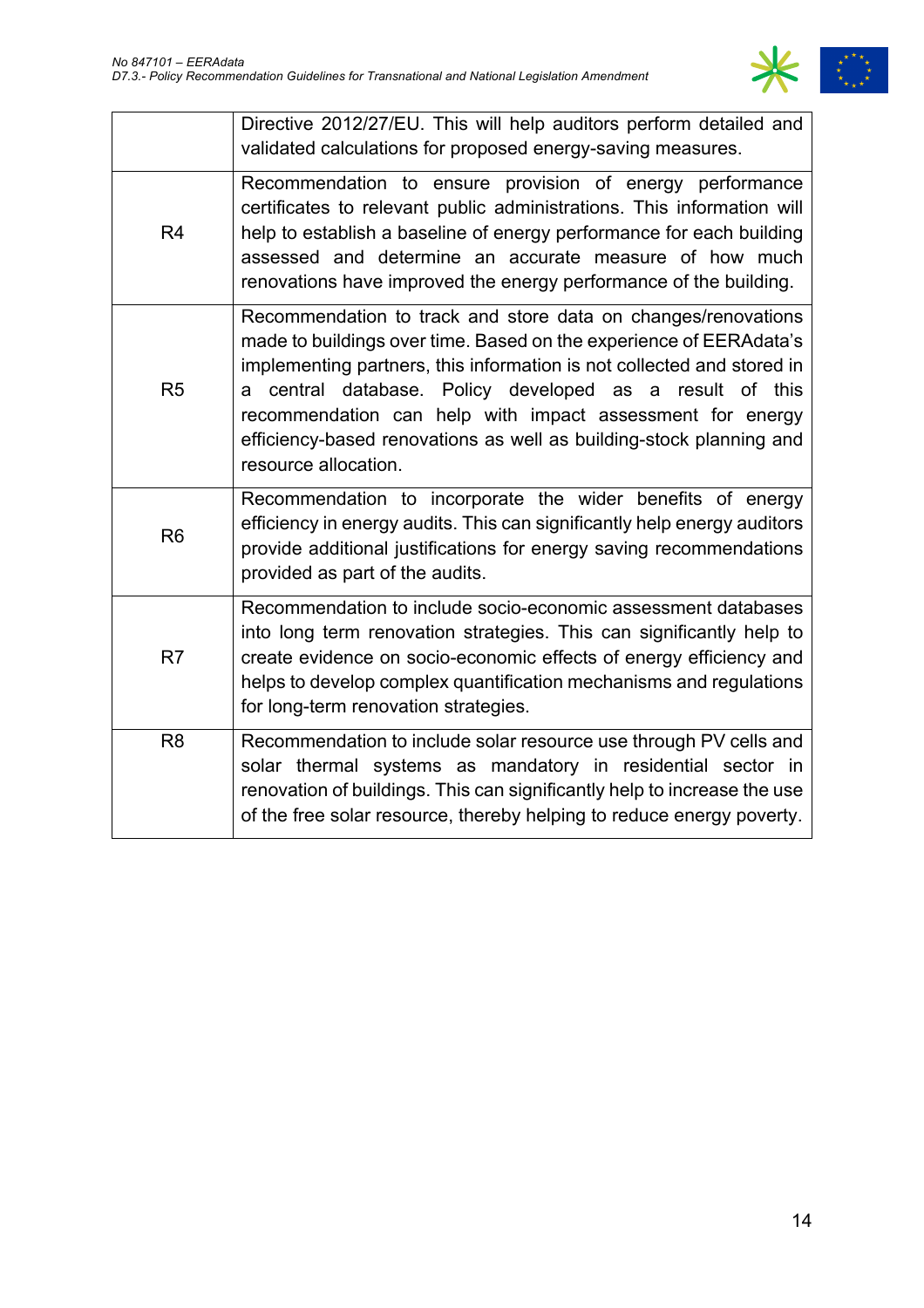| | |
|---|---|
| | Directive 2012/27/EU. This will help auditors perform detailed and validated calculations for proposed energy-saving measures. |
| R4 | Recommendation to ensure provision of energy performance certificates to relevant public administrations. This information will help to establish a baseline of energy performance for each building assessed and determine an accurate measure of how much renovations have improved the energy performance of the building. |
| R5 | Recommendation to track and store data on changes/renovations made to buildings over time. Based on the experience of EERAdata's implementing partners, this information is not collected and stored in a central database. Policy developed as a result of this recommendation can help with impact assessment for energy efficiency-based renovations as well as building-stock planning and resource allocation. |
| R6 | Recommendation to incorporate the wider benefits of energy efficiency in energy audits. This can significantly help energy auditors provide additional justifications for energy saving recommendations provided as part of the audits. |
| R7 | Recommendation to include socio-economic assessment databases into long term renovation strategies. This can significantly help to create evidence on socio-economic effects of energy efficiency and helps to develop complex quantification mechanisms and regulations for long-term renovation strategies. |
| R8 | Recommendation to include solar resource use through PV cells and solar thermal systems as mandatory in residential sector in renovation of buildings. This can significantly help to increase the use of the free solar resource, thereby helping to reduce energy poverty. |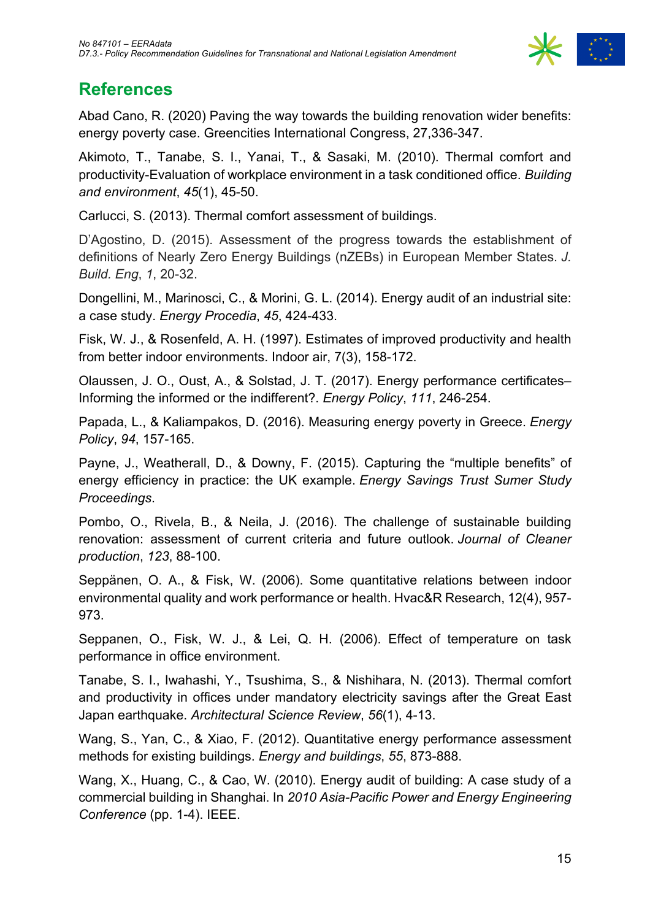# References

Abad Cano, R. (2020) Paving the way towards the building renovation wider benefits: energy poverty case. Greencities International Congress, 27,336-347.

Akimoto, T., Tanabe, S. I., Yanai, T., & Sasaki, M. (2010). Thermal comfort and productivity-Evaluation of workplace environment in a task conditioned office. *Building and environment*, *45*(1), 45-50.

Carlucci, S. (2013). Thermal comfort assessment of buildings.

D'Agostino, D. (2015). Assessment of the progress towards the establishment of definitions of Nearly Zero Energy Buildings (nZEBs) in European Member States. *J. Build. Eng*, *1*, 20-32.

Dongellini, M., Marinosci, C., & Morini, G. L. (2014). Energy audit of an industrial site: a case study. *Energy Procedia*, *45*, 424-433.

Fisk, W. J., & Rosenfeld, A. H. (1997). Estimates of improved productivity and health from better indoor environments. Indoor air, 7(3), 158-172.

Olaussen, J. O., Oust, A., & Solstad, J. T. (2017). Energy performance certificates–Informing the informed or the indifferent?. *Energy Policy*, *111*, 246-254.

Papada, L., & Kaliampakos, D. (2016). Measuring energy poverty in Greece. *Energy Policy*, *94*, 157-165.

Payne, J., Weatherall, D., & Downy, F. (2015). Capturing the "multiple benefits" of energy efficiency in practice: the UK example. *Energy Savings Trust Sumer Study Proceedings*.

Pombo, O., Rivela, B., & Neila, J. (2016). The challenge of sustainable building renovation: assessment of current criteria and future outlook. *Journal of Cleaner production*, *123*, 88-100.

Seppänen, O. A., & Fisk, W. (2006). Some quantitative relations between indoor environmental quality and work performance or health. Hvac&R Research, 12(4), 957-973.

Seppanen, O., Fisk, W. J., & Lei, Q. H. (2006). Effect of temperature on task performance in office environment.

Tanabe, S. I., Iwahashi, Y., Tsushima, S., & Nishihara, N. (2013). Thermal comfort and productivity in offices under mandatory electricity savings after the Great East Japan earthquake. *Architectural Science Review*, *56*(1), 4-13.

Wang, S., Yan, C., & Xiao, F. (2012). Quantitative energy performance assessment methods for existing buildings. *Energy and buildings*, *55*, 873-888.

Wang, X., Huang, C., & Cao, W. (2010). Energy audit of building: A case study of a commercial building in Shanghai. In *2010 Asia-Pacific Power and Energy Engineering Conference* (pp. 1-4). IEEE.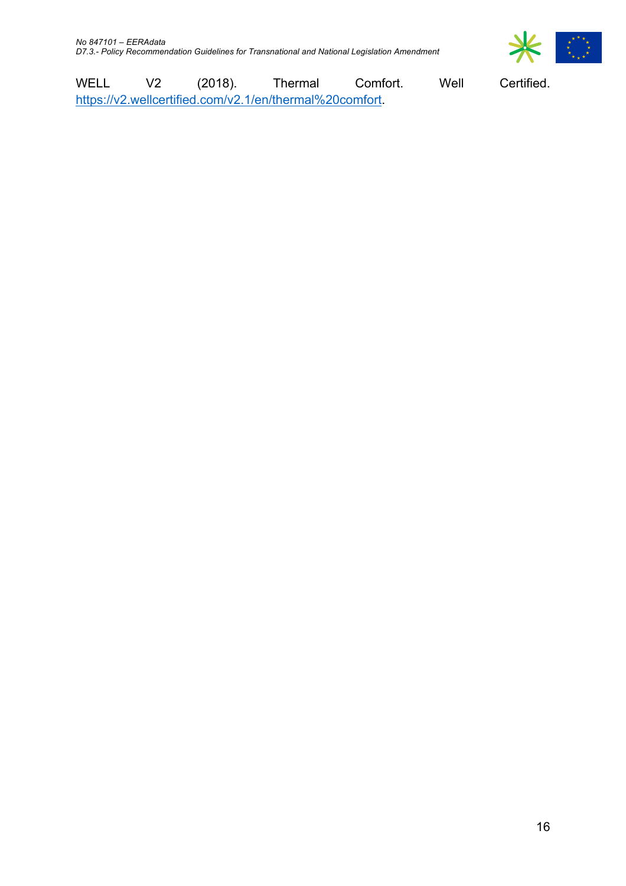WELL V2 (2018). Thermal Comfort. Well Certified. https://v2.wellcertified.com/v2.1/en/thermal%20comfort.